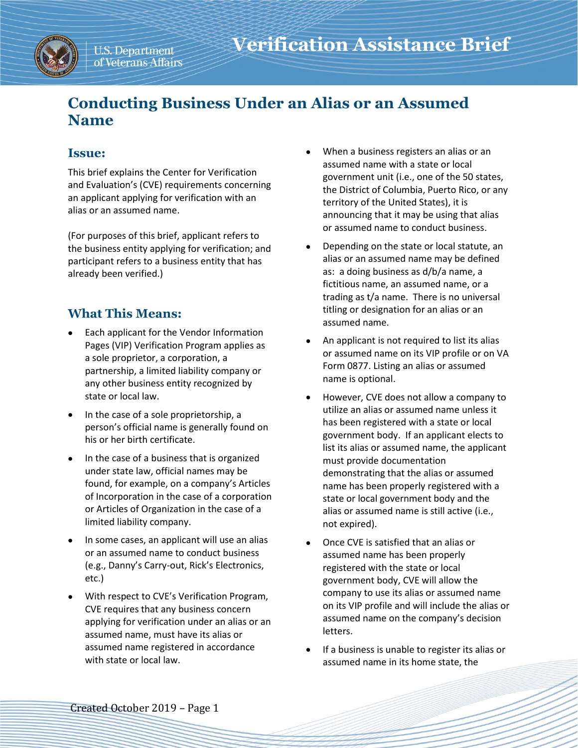# Verification Assistance Brief

## Conducting Business Under an Alias or an Assumed Name

### Issue:

This brief explains the Center for Verification and Evaluation's (CVE) requirements concerning an applicant applying for verification with an alias or an assumed name.

(For purposes of this brief, applicant refers to the business entity applying for verification; and participant refers to a business entity that has already been verified.)

### What This Means:

- Each applicant for the Vendor Information Pages (VIP) Verification Program applies as a sole proprietor, a corporation, a partnership, a limited liability company or any other business entity recognized by state or local law.
- In the case of a sole proprietorship, a person's official name is generally found on his or her birth certificate.
- In the case of a business that is organized under state law, official names may be found, for example, on a company's Articles of Incorporation in the case of a corporation or Articles of Organization in the case of a limited liability company.
- In some cases, an applicant will use an alias or an assumed name to conduct business (e.g., Danny's Carry-out, Rick's Electronics, etc.)
- With respect to CVE's Verification Program, CVE requires that any business concern applying for verification under an alias or an assumed name, must have its alias or assumed name registered in accordance with state or local law.
- When a business registers an alias or an assumed name with a state or local government unit (i.e., one of the 50 states, the District of Columbia, Puerto Rico, or any territory of the United States), it is announcing that it may be using that alias or assumed name to conduct business.
- Depending on the state or local statute, an alias or an assumed name may be defined as: a doing business as d/b/a name, a fictitious name, an assumed name, or a trading as t/a name. There is no universal titling or designation for an alias or an assumed name.
- An applicant is not required to list its alias or assumed name on its VIP profile or on VA Form 0877. Listing an alias or assumed name is optional.
- However, CVE does not allow a company to utilize an alias or assumed name unless it has been registered with a state or local government body. If an applicant elects to list its alias or assumed name, the applicant must provide documentation demonstrating that the alias or assumed name has been properly registered with a state or local government body and the alias or assumed name is still active (i.e., not expired).
- Once CVE is satisfied that an alias or assumed name has been properly registered with the state or local government body, CVE will allow the company to use its alias or assumed name on its VIP profile and will include the alias or assumed name on the company's decision letters.
- If a business is unable to register its alias or assumed name in its home state, the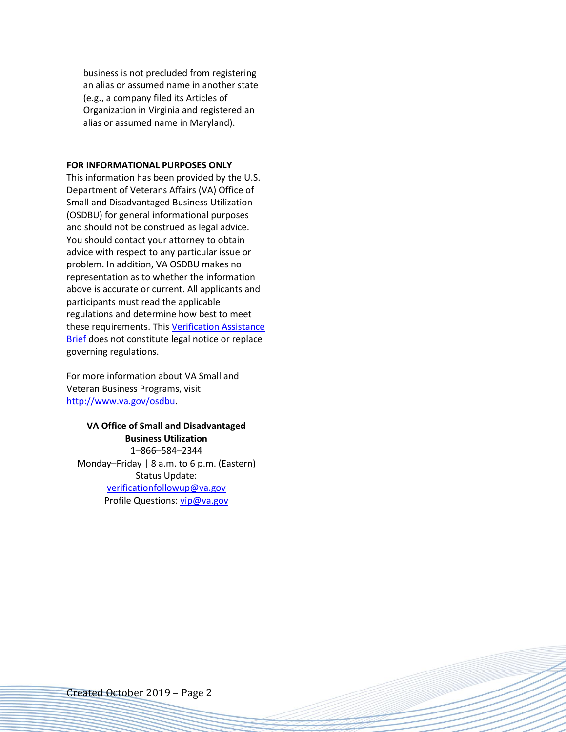business is not precluded from registering an alias or assumed name in another state (e.g., a company filed its Articles of Organization in Virginia and registered an alias or assumed name in Maryland).

**FOR INFORMATIONAL PURPOSES ONLY**

This information has been provided by the U.S. Department of Veterans Affairs (VA) Office of Small and Disadvantaged Business Utilization (OSDBU) for general informational purposes and should not be construed as legal advice. You should contact your attorney to obtain advice with respect to any particular issue or problem. In addition, VA OSDBU makes no representation as to whether the information above is accurate or current. All applicants and participants must read the applicable regulations and determine how best to meet these requirements. This Verification Assistance Brief does not constitute legal notice or replace governing regulations.

For more information about VA Small and Veteran Business Programs, visit http://www.va.gov/osdbu.

**VA Office of Small and Disadvantaged Business Utilization**

1–866–584–2344

Monday–Friday | 8 a.m. to 6 p.m. (Eastern)

Status Update: verificationfollowup@va.gov

Profile Questions: vip@va.gov

Created October 2019